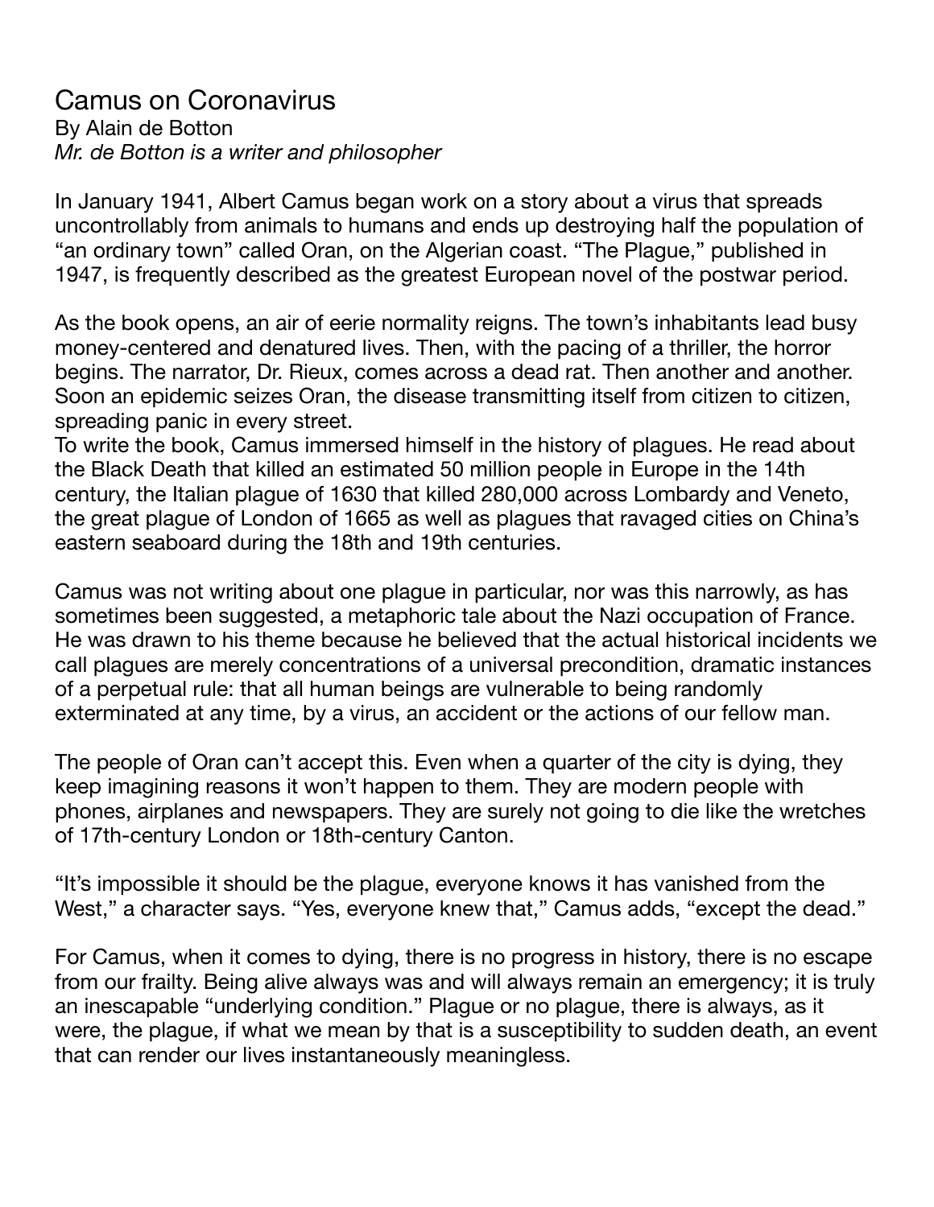# Camus on Coronavirus

By Alain de Botton

*Mr. de Botton is a writer and philosopher*

In January 1941, Albert Camus began work on a story about a virus that spreads uncontrollably from animals to humans and ends up destroying half the population of "an ordinary town" called Oran, on the Algerian coast. "The Plague," published in 1947, is frequently described as the greatest European novel of the postwar period.

As the book opens, an air of eerie normality reigns. The town's inhabitants lead busy money-centered and denatured lives. Then, with the pacing of a thriller, the horror begins. The narrator, Dr. Rieux, comes across a dead rat. Then another and another. Soon an epidemic seizes Oran, the disease transmitting itself from citizen to citizen, spreading panic in every street.

To write the book, Camus immersed himself in the history of plagues. He read about the Black Death that killed an estimated 50 million people in Europe in the 14th century, the Italian plague of 1630 that killed 280,000 across Lombardy and Veneto, the great plague of London of 1665 as well as plagues that ravaged cities on China's eastern seaboard during the 18th and 19th centuries.

Camus was not writing about one plague in particular, nor was this narrowly, as has sometimes been suggested, a metaphoric tale about the Nazi occupation of France. He was drawn to his theme because he believed that the actual historical incidents we call plagues are merely concentrations of a universal precondition, dramatic instances of a perpetual rule: that all human beings are vulnerable to being randomly exterminated at any time, by a virus, an accident or the actions of our fellow man.

The people of Oran can't accept this. Even when a quarter of the city is dying, they keep imagining reasons it won't happen to them. They are modern people with phones, airplanes and newspapers. They are surely not going to die like the wretches of 17th-century London or 18th-century Canton.

"It's impossible it should be the plague, everyone knows it has vanished from the West," a character says. "Yes, everyone knew that," Camus adds, "except the dead."

For Camus, when it comes to dying, there is no progress in history, there is no escape from our frailty. Being alive always was and will always remain an emergency; it is truly an inescapable "underlying condition." Plague or no plague, there is always, as it were, the plague, if what we mean by that is a susceptibility to sudden death, an event that can render our lives instantaneously meaningless.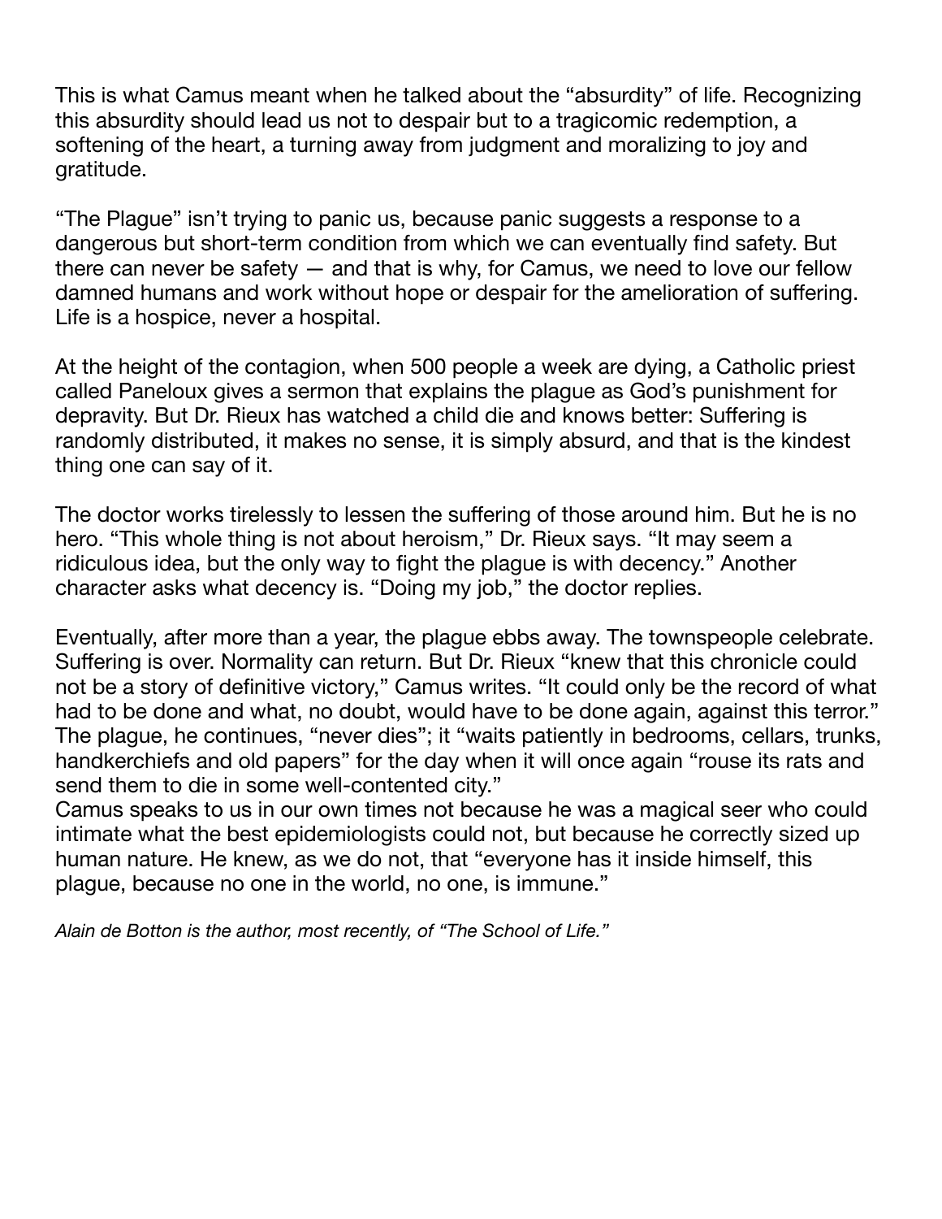This is what Camus meant when he talked about the "absurdity" of life. Recognizing this absurdity should lead us not to despair but to a tragicomic redemption, a softening of the heart, a turning away from judgment and moralizing to joy and gratitude.

"The Plague" isn't trying to panic us, because panic suggests a response to a dangerous but short-term condition from which we can eventually find safety. But there can never be safety — and that is why, for Camus, we need to love our fellow damned humans and work without hope or despair for the amelioration of suffering. Life is a hospice, never a hospital.

At the height of the contagion, when 500 people a week are dying, a Catholic priest called Paneloux gives a sermon that explains the plague as God's punishment for depravity. But Dr. Rieux has watched a child die and knows better: Suffering is randomly distributed, it makes no sense, it is simply absurd, and that is the kindest thing one can say of it.

The doctor works tirelessly to lessen the suffering of those around him. But he is no hero. "This whole thing is not about heroism," Dr. Rieux says. "It may seem a ridiculous idea, but the only way to fight the plague is with decency." Another character asks what decency is. "Doing my job," the doctor replies.

Eventually, after more than a year, the plague ebbs away. The townspeople celebrate. Suffering is over. Normality can return. But Dr. Rieux "knew that this chronicle could not be a story of definitive victory," Camus writes. "It could only be the record of what had to be done and what, no doubt, would have to be done again, against this terror." The plague, he continues, "never dies"; it "waits patiently in bedrooms, cellars, trunks, handkerchiefs and old papers" for the day when it will once again "rouse its rats and send them to die in some well-contented city."

Camus speaks to us in our own times not because he was a magical seer who could intimate what the best epidemiologists could not, but because he correctly sized up human nature. He knew, as we do not, that "everyone has it inside himself, this plague, because no one in the world, no one, is immune."

*Alain de Botton is the author, most recently, of "The School of Life."*